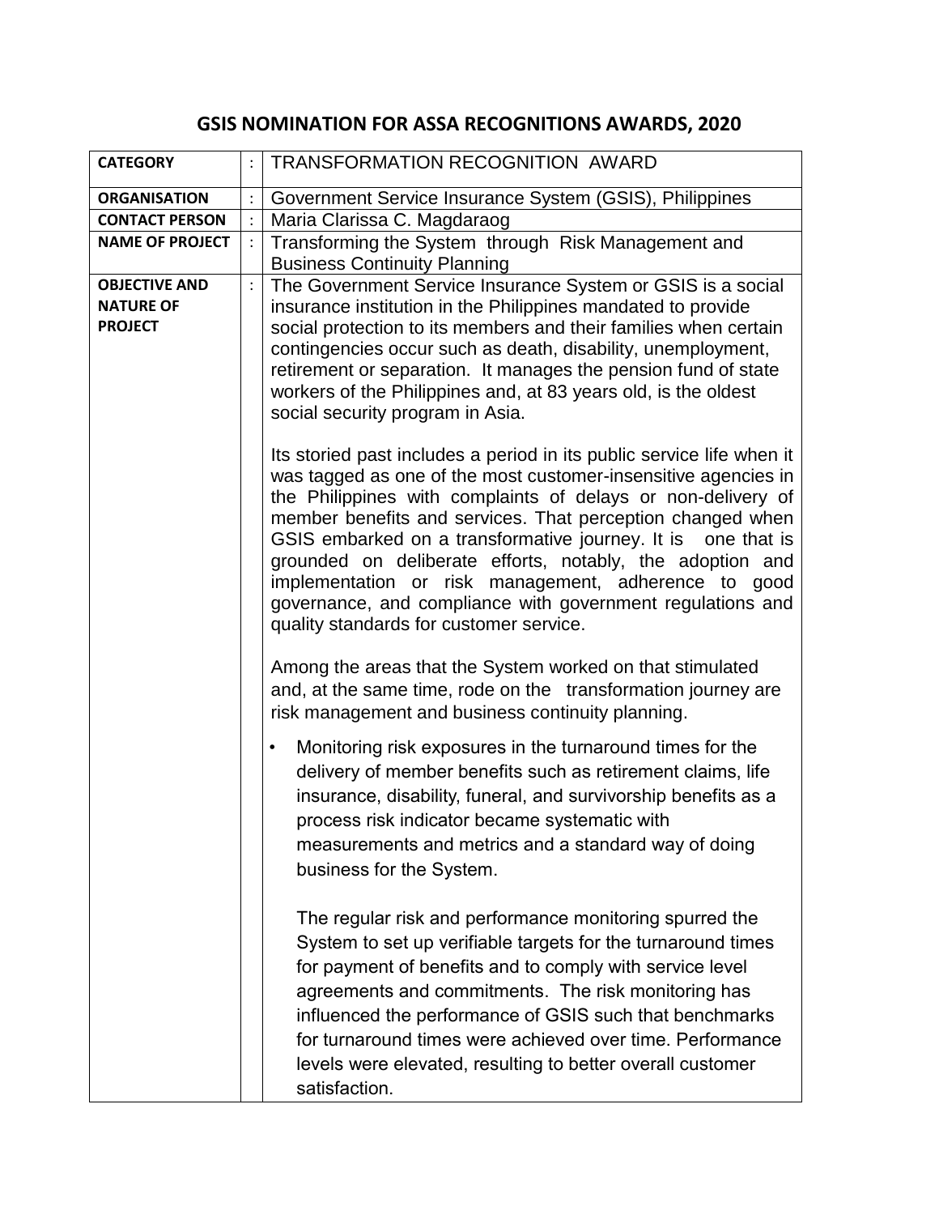# GSIS NOMINATION FOR ASSA RECOGNITIONS AWARDS, 2020

| | | |
|---|---|---|
| **CATEGORY** | : | TRANSFORMATION RECOGNITION AWARD |
| **ORGANISATION** | : | Government Service Insurance System (GSIS), Philippines |
| **CONTACT PERSON** | : | Maria Clarissa C. Magdaraog |
| **NAME OF PROJECT** | : | Transforming the System through Risk Management and Business Continuity Planning |
| **OBJECTIVE AND NATURE OF PROJECT** | : | The Government Service Insurance System or GSIS is a social insurance institution in the Philippines mandated to provide social protection to its members and their families when certain contingencies occur such as death, disability, unemployment, retirement or separation. It manages the pension fund of state workers of the Philippines and, at 83 years old, is the oldest social security program in Asia.<br><br>Its storied past includes a period in its public service life when it was tagged as one of the most customer-insensitive agencies in the Philippines with complaints of delays or non-delivery of member benefits and services. That perception changed when GSIS embarked on a transformative journey. It is one that is grounded on deliberate efforts, notably, the adoption and implementation or risk management, adherence to good governance, and compliance with government regulations and quality standards for customer service.<br><br>Among the areas that the System worked on that stimulated and, at the same time, rode on the transformation journey are risk management and business continuity planning.<br><br>• Monitoring risk exposures in the turnaround times for the delivery of member benefits such as retirement claims, life insurance, disability, funeral, and survivorship benefits as a process risk indicator became systematic with measurements and metrics and a standard way of doing business for the System.<br><br>The regular risk and performance monitoring spurred the System to set up verifiable targets for the turnaround times for payment of benefits and to comply with service level agreements and commitments. The risk monitoring has influenced the performance of GSIS such that benchmarks for turnaround times were achieved over time. Performance levels were elevated, resulting to better overall customer satisfaction. |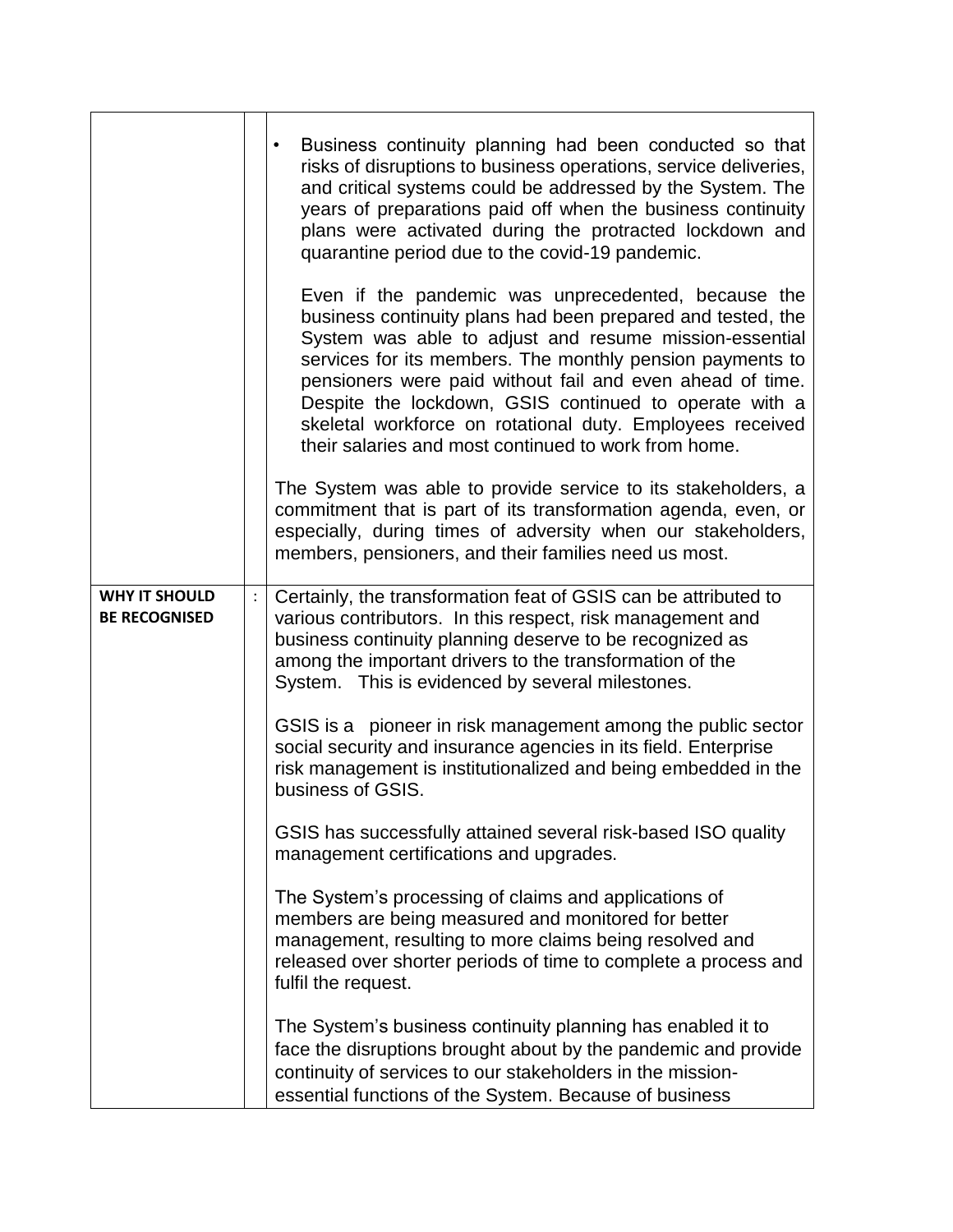| | | |
|---|---|---|
| | | • Business continuity planning had been conducted so that risks of disruptions to business operations, service deliveries, and critical systems could be addressed by the System. The years of preparations paid off when the business continuity plans were activated during the protracted lockdown and quarantine period due to the covid-19 pandemic.<br><br>Even if the pandemic was unprecedented, because the business continuity plans had been prepared and tested, the System was able to adjust and resume mission-essential services for its members. The monthly pension payments to pensioners were paid without fail and even ahead of time. Despite the lockdown, GSIS continued to operate with a skeletal workforce on rotational duty. Employees received their salaries and most continued to work from home.<br><br>The System was able to provide service to its stakeholders, a commitment that is part of its transformation agenda, even, or especially, during times of adversity when our stakeholders, members, pensioners, and their families need us most. |
| **WHY IT SHOULD BE RECOGNISED** | : | Certainly, the transformation feat of GSIS can be attributed to various contributors. In this respect, risk management and business continuity planning deserve to be recognized as among the important drivers to the transformation of the System. This is evidenced by several milestones.<br><br>GSIS is a pioneer in risk management among the public sector social security and insurance agencies in its field. Enterprise risk management is institutionalized and being embedded in the business of GSIS.<br><br>GSIS has successfully attained several risk-based ISO quality management certifications and upgrades.<br><br>The System's processing of claims and applications of members are being measured and monitored for better management, resulting to more claims being resolved and released over shorter periods of time to complete a process and fulfil the request.<br><br>The System's business continuity planning has enabled it to face the disruptions brought about by the pandemic and provide continuity of services to our stakeholders in the mission-essential functions of the System. Because of business |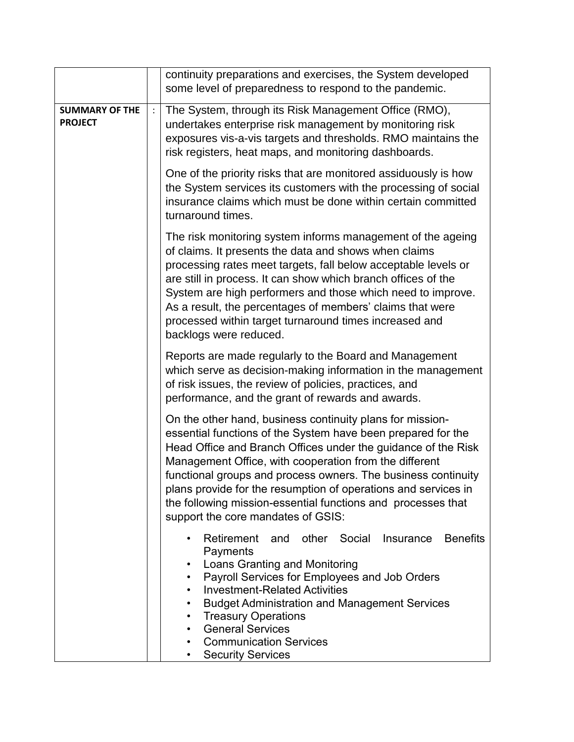| | | |
|---|---|---|
| | | continuity preparations and exercises, the System developed some level of preparedness to respond to the pandemic. |
| **SUMMARY OF THE PROJECT** | : | The System, through its Risk Management Office (RMO), undertakes enterprise risk management by monitoring risk exposures vis-a-vis targets and thresholds. RMO maintains the risk registers, heat maps, and monitoring dashboards.<br><br>One of the priority risks that are monitored assiduously is how the System services its customers with the processing of social insurance claims which must be done within certain committed turnaround times.<br><br>The risk monitoring system informs management of the ageing of claims. It presents the data and shows when claims processing rates meet targets, fall below acceptable levels or are still in process. It can show which branch offices of the System are high performers and those which need to improve. As a result, the percentages of members' claims that were processed within target turnaround times increased and backlogs were reduced.<br><br>Reports are made regularly to the Board and Management which serve as decision-making information in the management of risk issues, the review of policies, practices, and performance, and the grant of rewards and awards.<br><br>On the other hand, business continuity plans for mission-essential functions of the System have been prepared for the Head Office and Branch Offices under the guidance of the Risk Management Office, with cooperation from the different functional groups and process owners. The business continuity plans provide for the resumption of operations and services in the following mission-essential functions and processes that support the core mandates of GSIS:<br><br>• Retirement and other Social Insurance Benefits Payments<br>• Loans Granting and Monitoring<br>• Payroll Services for Employees and Job Orders<br>• Investment-Related Activities<br>• Budget Administration and Management Services<br>• Treasury Operations<br>• General Services<br>• Communication Services<br>• Security Services |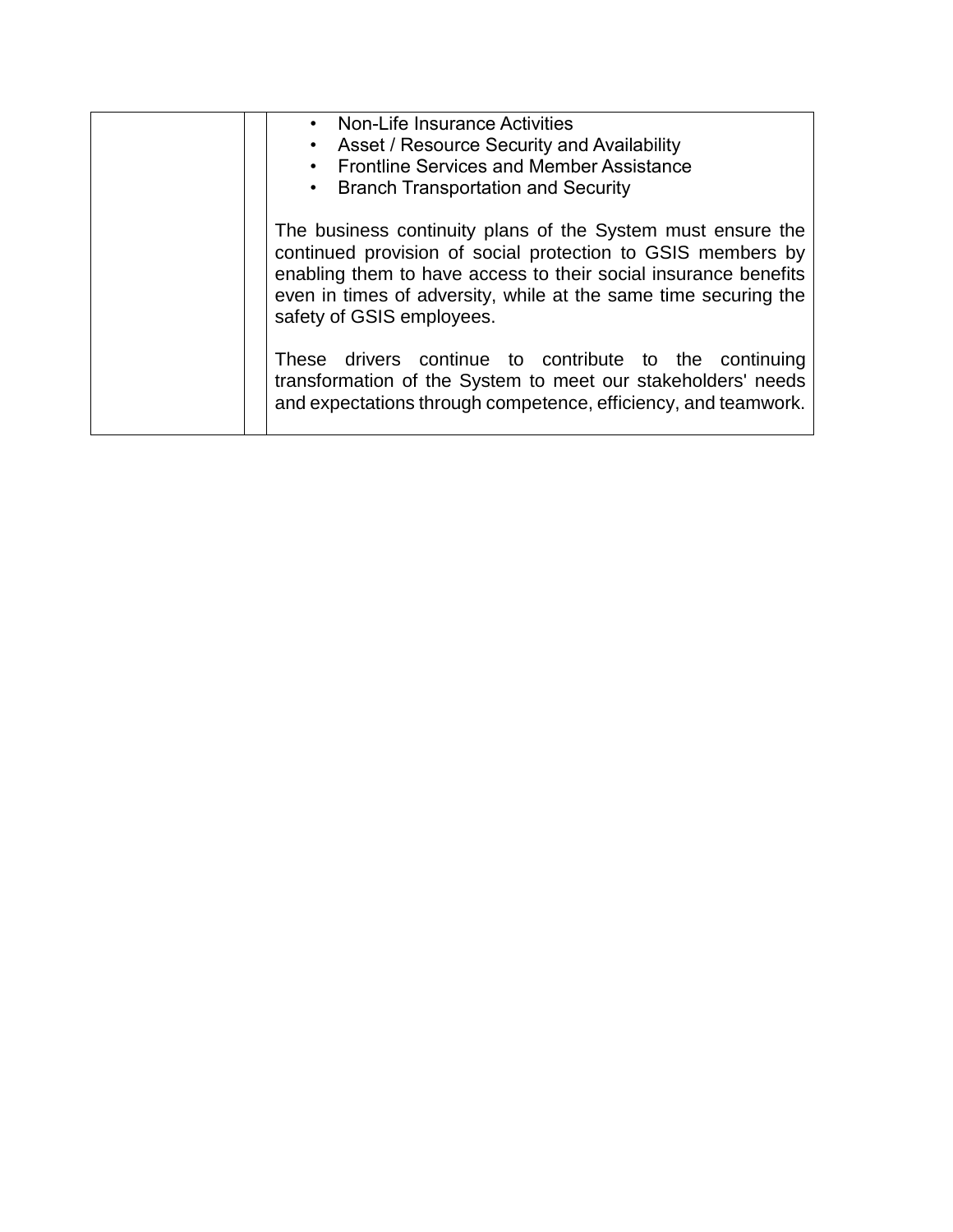| | | |
|---|---|---|
| | | • Non-Life Insurance Activities<br>• Asset / Resource Security and Availability<br>• Frontline Services and Member Assistance<br>• Branch Transportation and Security<br><br>The business continuity plans of the System must ensure the continued provision of social protection to GSIS members by enabling them to have access to their social insurance benefits even in times of adversity, while at the same time securing the safety of GSIS employees.<br><br>These drivers continue to contribute to the continuing transformation of the System to meet our stakeholders' needs and expectations through competence, efficiency, and teamwork. |